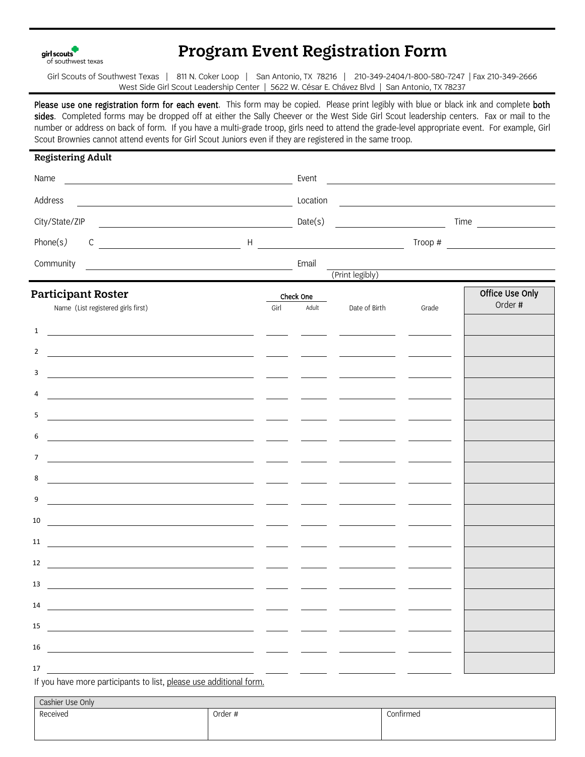girl scouts of southwest texas

# Program Event Registration Form

Girl Scouts of Southwest Texas | 811 N. Coker Loop | San Antonio, TX 78216 | 210-349-2404/1-800-580-7247 | Fax 210-349-2666
West Side Girl Scout Leadership Center | 5622 W. César E. Chávez Blvd | San Antonio, TX 78237

**Please use one registration form for each event**. This form may be copied. Please print legibly with blue or black ink and complete **both sides**. Completed forms may be dropped off at either the Sally Cheever or the West Side Girl Scout leadership centers. Fax or mail to the number or address on back of form. If you have a multi-grade troop, girls need to attend the grade-level appropriate event. For example, Girl Scout Brownies cannot attend events for Girl Scout Juniors even if they are registered in the same troop.

## Registering Adult

Name ______________________ Event ______________________

Address ______________________ Location ______________________

City/State/ZIP ______________________ Date(s) ______________ Time ______________

Phone(s) C ______________ H ______________ Troop # ______________

Community ______________________ Email ______________________ (Print legibly)

## Participant Roster

| # | Name (List registered girls first) | Check One: Girl | Check One: Adult | Date of Birth | Grade | Office Use Only Order # |
|---|---|---|---|---|---|---|
| 1 | | | | | | |
| 2 | | | | | | |
| 3 | | | | | | |
| 4 | | | | | | |
| 5 | | | | | | |
| 6 | | | | | | |
| 7 | | | | | | |
| 8 | | | | | | |
| 9 | | | | | | |
| 10 | | | | | | |
| 11 | | | | | | |
| 12 | | | | | | |
| 13 | | | | | | |
| 14 | | | | | | |
| 15 | | | | | | |
| 16 | | | | | | |
| 17 | | | | | | |

If you have more participants to list, please use additional form.

| Cashier Use Only | | |
|---|---|---|
| Received | Order # | Confirmed |
| | | |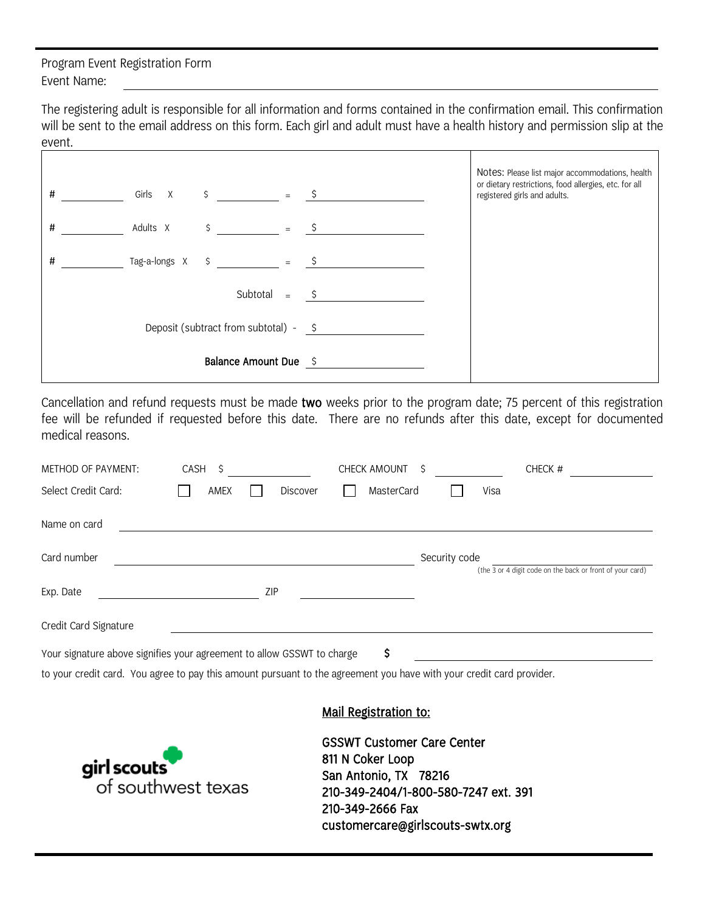Program Event Registration Form

Event Name: \_\_\_\_\_\_\_\_\_\_\_\_\_\_\_\_\_\_\_\_\_\_\_\_\_\_\_\_\_\_\_\_\_\_\_\_\_\_\_\_

The registering adult is responsible for all information and forms contained in the confirmation email. This confirmation will be sent to the email address on this form. Each girl and adult must have a health history and permission slip at the event.

| | |
|---|---|
| # \_\_\_\_\_\_ Girls X $ \_\_\_\_\_\_ = $ \_\_\_\_\_\_ | Notes: Please list major accommodations, health or dietary restrictions, food allergies, etc. for all registered girls and adults. |
| # \_\_\_\_\_\_ Adults X $ \_\_\_\_\_\_ = $ \_\_\_\_\_\_ | |
| # \_\_\_\_\_\_ Tag-a-longs X $ \_\_\_\_\_\_ = $ \_\_\_\_\_\_ | |
| Subtotal = $ \_\_\_\_\_\_ | |
| Deposit (subtract from subtotal) - $ \_\_\_\_\_\_ | |
| **Balance Amount Due** $ \_\_\_\_\_\_ | |

Cancellation and refund requests must be made **two** weeks prior to the program date; 75 percent of this registration fee will be refunded if requested before this date. There are no refunds after this date, except for documented medical reasons.

METHOD OF PAYMENT: CASH $ \_\_\_\_\_\_ CHECK AMOUNT $ \_\_\_\_\_\_ CHECK # \_\_\_\_\_\_

Select Credit Card: ☐ AMEX ☐ Discover ☐ MasterCard ☐ Visa

Name on card \_\_\_\_\_\_\_\_\_\_\_\_\_\_\_\_\_\_\_\_\_\_\_\_\_\_\_\_\_\_\_\_\_\_\_\_\_\_\_\_

Card number \_\_\_\_\_\_\_\_\_\_\_\_\_\_\_\_\_\_\_\_\_\_\_\_ Security code \_\_\_\_\_\_\_\_\_\_
(the 3 or 4 digit code on the back or front of your card)

Exp. Date \_\_\_\_\_\_\_\_\_\_\_\_ ZIP \_\_\_\_\_\_\_\_\_\_\_\_

Credit Card Signature \_\_\_\_\_\_\_\_\_\_\_\_\_\_\_\_\_\_\_\_\_\_\_\_\_\_\_\_\_\_\_\_\_\_\_\_\_\_\_\_

Your signature above signifies your agreement to allow GSSWT to charge $ \_\_\_\_\_\_\_\_\_\_\_\_ to your credit card. You agree to pay this amount pursuant to the agreement you have with your credit card provider.

girl scouts of southwest texas

**Mail Registration to:**

**GSSWT Customer Care Center**
**811 N Coker Loop**
**San Antonio, TX 78216**
**210-349-2404/1-800-580-7247 ext. 391**
**210-349-2666 Fax**
**customercare@girlscouts-swtx.org**